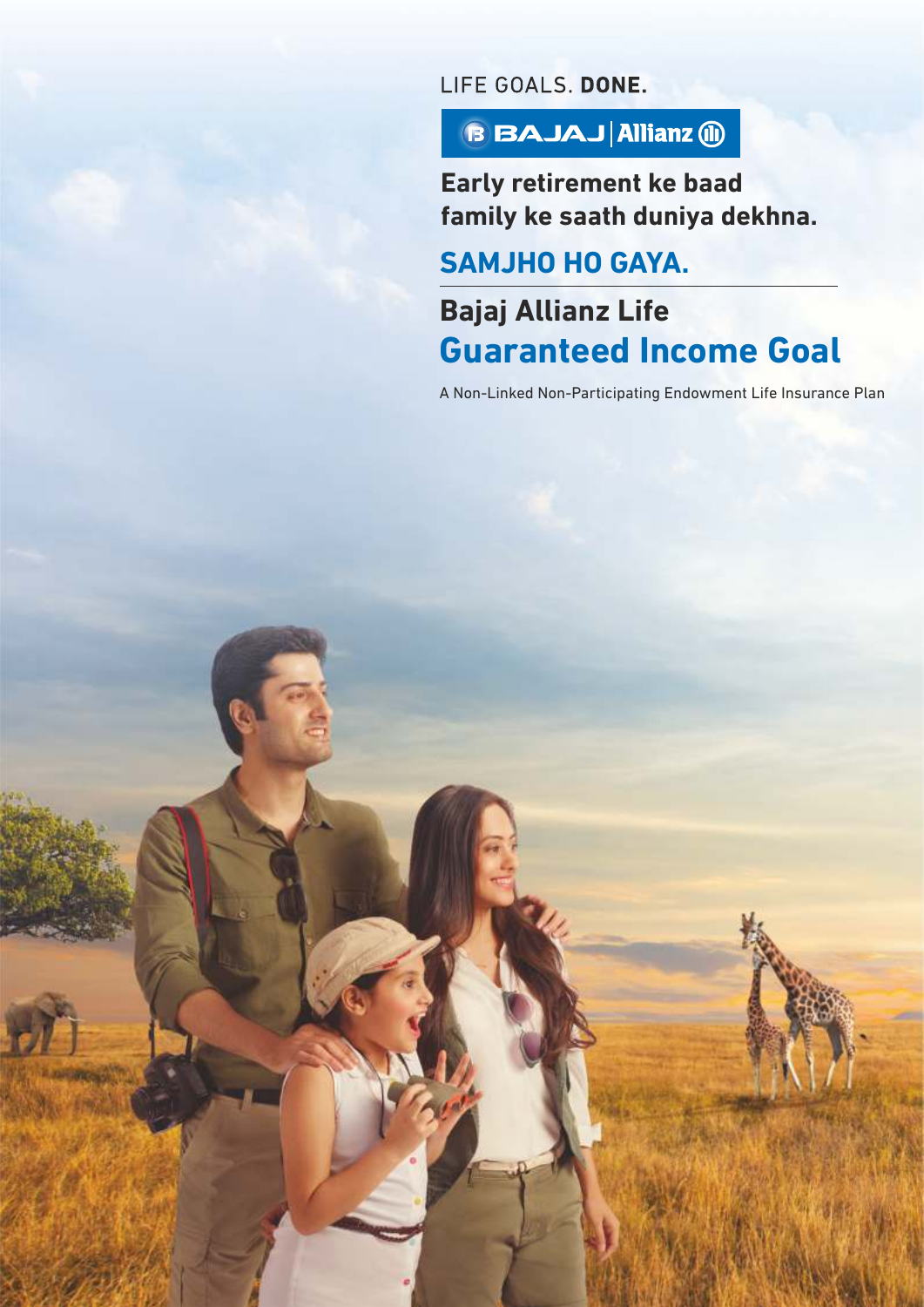LIFE GOALS. **DONE.**

BAJAJ | Allianz

**Early retirement ke baad family ke saath duniya dekhna.**

## SAMJHO HO GAYA.

---

# Bajaj Allianz Life
# Guaranteed Income Goal

A Non-Linked Non-Participating Endowment Life Insurance Plan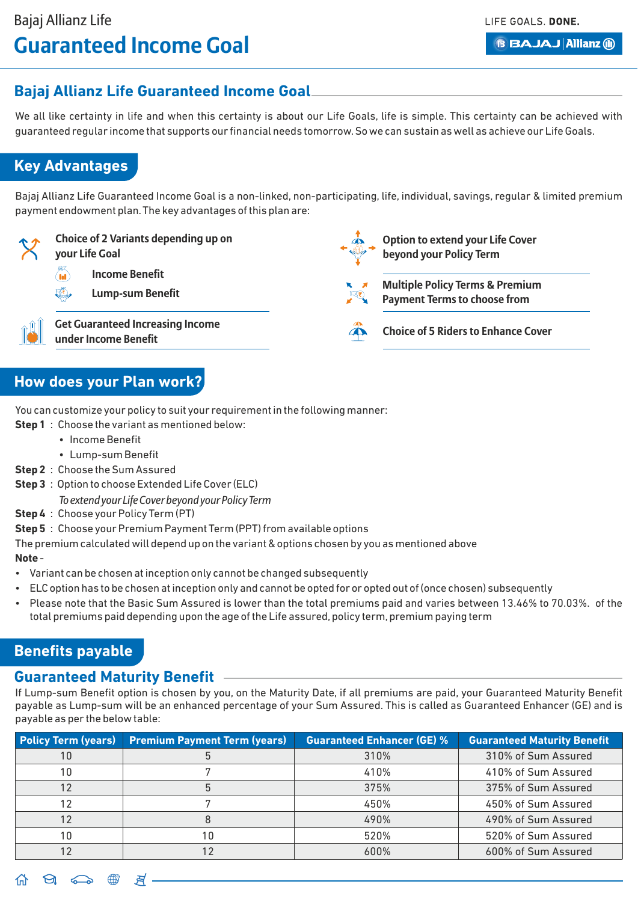## Bajaj Allianz Life Guaranteed Income Goal

We all like certainty in life and when this certainty is about our Life Goals, life is simple. This certainty can be achieved with guaranteed regular income that supports our financial needs tomorrow. So we can sustain as well as achieve our Life Goals.

## Key Advantages

Bajaj Allianz Life Guaranteed Income Goal is a non-linked, non-participating, life, individual, savings, regular & limited premium payment endowment plan. The key advantages of this plan are:

- **Choice of 2 Variants depending up on your Life Goal**
  - **Income Benefit**
  - **Lump-sum Benefit**
- **Get Guaranteed Increasing Income under Income Benefit**
- **Option to extend your Life Cover beyond your Policy Term**
- **Multiple Policy Terms & Premium Payment Terms to choose from**
- **Choice of 5 Riders to Enhance Cover**

## How does your Plan work?

You can customize your policy to suit your requirement in the following manner:

**Step 1** : Choose the variant as mentioned below:

- Income Benefit
- Lump-sum Benefit

**Step 2** : Choose the Sum Assured

**Step 3** : Option to choose Extended Life Cover (ELC)

*To extend your Life Cover beyond your Policy Term*

**Step 4** : Choose your Policy Term (PT)

**Step 5** : Choose your Premium Payment Term (PPT) from available options

The premium calculated will depend up on the variant & options chosen by you as mentioned above

**Note** -

- Variant can be chosen at inception only cannot be changed subsequently
- ELC option has to be chosen at inception only and cannot be opted for or opted out of (once chosen) subsequently
- Please note that the Basic Sum Assured is lower than the total premiums paid and varies between 13.46% to 70.03%. of the total premiums paid depending upon the age of the Life assured, policy term, premium paying term

## Benefits payable

### Guaranteed Maturity Benefit

If Lump-sum Benefit option is chosen by you, on the Maturity Date, if all premiums are paid, your Guaranteed Maturity Benefit payable as Lump-sum will be an enhanced percentage of your Sum Assured. This is called as Guaranteed Enhancer (GE) and is payable as per the below table:

| Policy Term (years) | Premium Payment Term (years) | Guaranteed Enhancer (GE) % | Guaranteed Maturity Benefit |
|---|---|---|---|
| 10 | 5 | 310% | 310% of Sum Assured |
| 10 | 7 | 410% | 410% of Sum Assured |
| 12 | 5 | 375% | 375% of Sum Assured |
| 12 | 7 | 450% | 450% of Sum Assured |
| 12 | 8 | 490% | 490% of Sum Assured |
| 10 | 10 | 520% | 520% of Sum Assured |
| 12 | 12 | 600% | 600% of Sum Assured |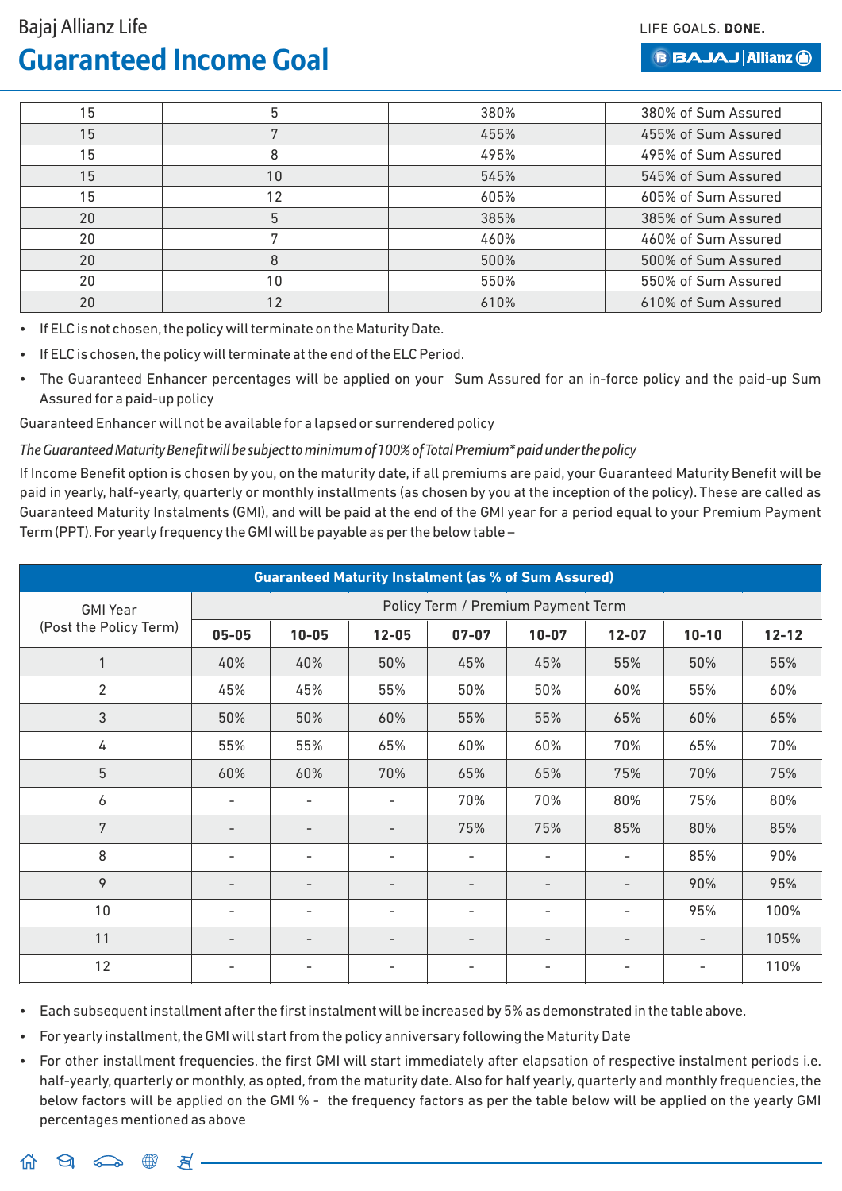| 15 | 5 | 380% | 380% of Sum Assured |
|---|---|---|---|
| 15 | 7 | 455% | 455% of Sum Assured |
| 15 | 8 | 495% | 495% of Sum Assured |
| 15 | 10 | 545% | 545% of Sum Assured |
| 15 | 12 | 605% | 605% of Sum Assured |
| 20 | 5 | 385% | 385% of Sum Assured |
| 20 | 7 | 460% | 460% of Sum Assured |
| 20 | 8 | 500% | 500% of Sum Assured |
| 20 | 10 | 550% | 550% of Sum Assured |
| 20 | 12 | 610% | 610% of Sum Assured |

- If ELC is not chosen, the policy will terminate on the Maturity Date.
- If ELC is chosen, the policy will terminate at the end of the ELC Period.
- The Guaranteed Enhancer percentages will be applied on your Sum Assured for an in-force policy and the paid-up Sum Assured for a paid-up policy

Guaranteed Enhancer will not be available for a lapsed or surrendered policy

*The Guaranteed Maturity Benefit will be subject to minimum of 100% of Total Premium* paid under the policy*

If Income Benefit option is chosen by you, on the maturity date, if all premiums are paid, your Guaranteed Maturity Benefit will be paid in yearly, half-yearly, quarterly or monthly installments (as chosen by you at the inception of the policy). These are called as Guaranteed Maturity Instalments (GMI), and will be paid at the end of the GMI year for a period equal to your Premium Payment Term (PPT). For yearly frequency the GMI will be payable as per the below table –

| Guaranteed Maturity Instalment (as % of Sum Assured) | | | | | | | | |
|---|---|---|---|---|---|---|---|---|
| GMI Year (Post the Policy Term) | Policy Term / Premium Payment Term | | | | | | | |
| | 05-05 | 10-05 | 12-05 | 07-07 | 10-07 | 12-07 | 10-10 | 12-12 |
| 1 | 40% | 40% | 50% | 45% | 45% | 55% | 50% | 55% |
| 2 | 45% | 45% | 55% | 50% | 50% | 60% | 55% | 60% |
| 3 | 50% | 50% | 60% | 55% | 55% | 65% | 60% | 65% |
| 4 | 55% | 55% | 65% | 60% | 60% | 70% | 65% | 70% |
| 5 | 60% | 60% | 70% | 65% | 65% | 75% | 70% | 75% |
| 6 | - | - | - | 70% | 70% | 80% | 75% | 80% |
| 7 | - | - | - | 75% | 75% | 85% | 80% | 85% |
| 8 | - | - | - | - | - | - | 85% | 90% |
| 9 | - | - | - | - | - | - | 90% | 95% |
| 10 | - | - | - | - | - | - | 95% | 100% |
| 11 | - | - | - | - | - | - | - | 105% |
| 12 | - | - | - | - | - | - | - | 110% |

- Each subsequent installment after the first instalment will be increased by 5% as demonstrated in the table above.
- For yearly installment, the GMI will start from the policy anniversary following the Maturity Date
- For other installment frequencies, the first GMI will start immediately after elapsation of respective instalment periods i.e. half-yearly, quarterly or monthly, as opted, from the maturity date. Also for half yearly, quarterly and monthly frequencies, the below factors will be applied on the GMI % - the frequency factors as per the table below will be applied on the yearly GMI percentages mentioned as above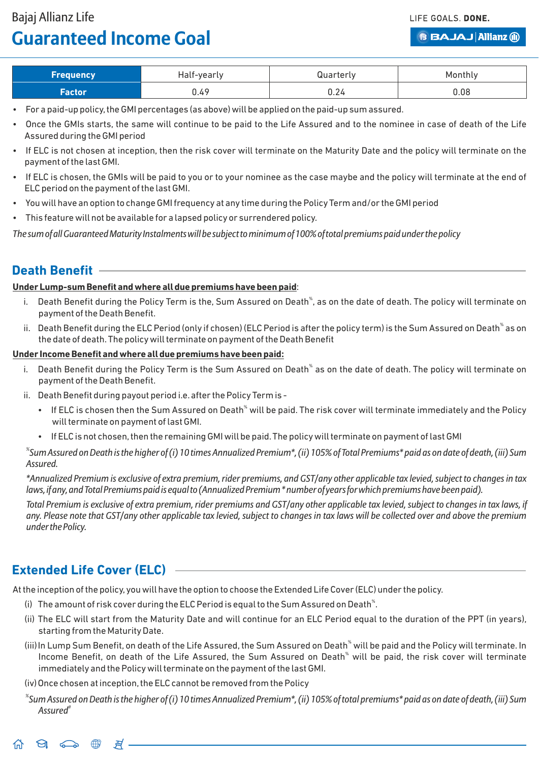| Frequency | Half-yearly | Quarterly | Monthly |
|---|---|---|---|
| Factor | 0.49 | 0.24 | 0.08 |

- For a paid-up policy, the GMI percentages (as above) will be applied on the paid-up sum assured.
- Once the GMIs starts, the same will continue to be paid to the Life Assured and to the nominee in case of death of the Life Assured during the GMI period
- If ELC is not chosen at inception, then the risk cover will terminate on the Maturity Date and the policy will terminate on the payment of the last GMI.
- If ELC is chosen, the GMIs will be paid to you or to your nominee as the case maybe and the policy will terminate at the end of ELC period on the payment of the last GMI.
- You will have an option to change GMI frequency at any time during the Policy Term and/or the GMI period
- This feature will not be available for a lapsed policy or surrendered policy.

*The sum of all Guaranteed Maturity Instalments will be subject to minimum of 100% of total premiums paid under the policy*

## Death Benefit

**Under Lump-sum Benefit and where all due premiums have been paid**:

i. Death Benefit during the Policy Term is the, Sum Assured on Death%, as on the date of death. The policy will terminate on payment of the Death Benefit.

ii. Death Benefit during the ELC Period (only if chosen) (ELC Period is after the policy term) is the Sum Assured on Death% as on the date of death. The policy will terminate on payment of the Death Benefit

**Under Income Benefit and where all due premiums have been paid:**

i. Death Benefit during the Policy Term is the Sum Assured on Death% as on the date of death. The policy will terminate on payment of the Death Benefit.

ii. Death Benefit during payout period i.e. after the Policy Term is -

- If ELC is chosen then the Sum Assured on Death% will be paid. The risk cover will terminate immediately and the Policy will terminate on payment of last GMI.
- If ELC is not chosen, then the remaining GMI will be paid. The policy will terminate on payment of last GMI

*%Sum Assured on Death is the higher of (i) 10 times Annualized Premium*, (ii) 105% of Total Premiums* paid as on date of death, (iii) Sum Assured.*

*\*Annualized Premium is exclusive of extra premium, rider premiums, and GST/any other applicable tax levied, subject to changes in tax laws, if any, and Total Premiums paid is equal to (Annualized Premium * number of years for which premiums have been paid).*

*Total Premium is exclusive of extra premium, rider premiums and GST/any other applicable tax levied, subject to changes in tax laws, if any. Please note that GST/any other applicable tax levied, subject to changes in tax laws will be collected over and above the premium under the Policy.*

## Extended Life Cover (ELC)

At the inception of the policy, you will have the option to choose the Extended Life Cover (ELC) under the policy.

(i) The amount of risk cover during the ELC Period is equal to the Sum Assured on Death%.

(ii) The ELC will start from the Maturity Date and will continue for an ELC Period equal to the duration of the PPT (in years), starting from the Maturity Date.

(iii) In Lump Sum Benefit, on death of the Life Assured, the Sum Assured on Death% will be paid and the Policy will terminate. In Income Benefit, on death of the Life Assured, the Sum Assured on Death% will be paid, the risk cover will terminate immediately and the Policy will terminate on the payment of the last GMI.

(iv) Once chosen at inception, the ELC cannot be removed from the Policy

*%Sum Assured on Death is the higher of (i) 10 times Annualized Premium*, (ii) 105% of total premiums* paid as on date of death, (iii) Sum Assured#*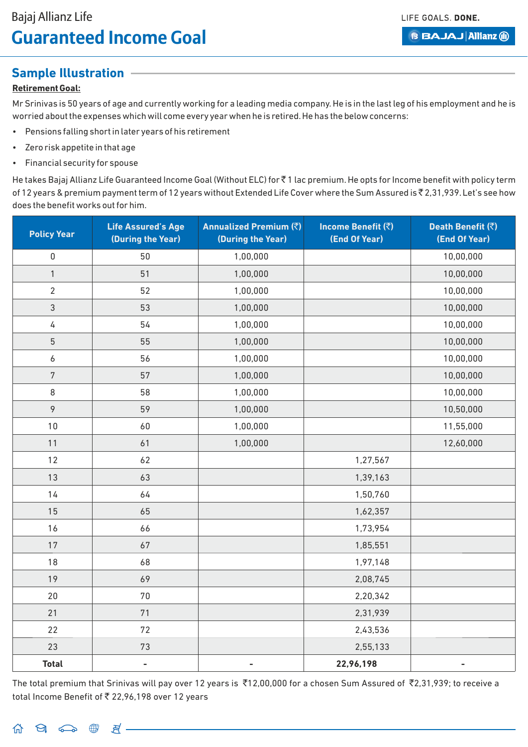Bajaj Allianz Life
# Guaranteed Income Goal

LIFE GOALS. **DONE.**

## Sample Illustration

**Retirement Goal:**

Mr Srinivas is 50 years of age and currently working for a leading media company. He is in the last leg of his employment and he is worried about the expenses which will come every year when he is retired. He has the below concerns:

- Pensions falling short in later years of his retirement
- Zero risk appetite in that age
- Financial security for spouse

He takes Bajaj Allianz Life Guaranteed Income Goal (Without ELC) for ₹ 1 lac premium. He opts for Income benefit with policy term of 12 years & premium payment term of 12 years without Extended Life Cover where the Sum Assured is ₹ 2,31,939. Let's see how does the benefit works out for him.

| Policy Year | Life Assured's Age (During the Year) | Annualized Premium (₹) (During the Year) | Income Benefit (₹) (End Of Year) | Death Benefit (₹) (End Of Year) |
|---|---|---|---|---|
| 0 | 50 | 1,00,000 | | 10,00,000 |
| 1 | 51 | 1,00,000 | | 10,00,000 |
| 2 | 52 | 1,00,000 | | 10,00,000 |
| 3 | 53 | 1,00,000 | | 10,00,000 |
| 4 | 54 | 1,00,000 | | 10,00,000 |
| 5 | 55 | 1,00,000 | | 10,00,000 |
| 6 | 56 | 1,00,000 | | 10,00,000 |
| 7 | 57 | 1,00,000 | | 10,00,000 |
| 8 | 58 | 1,00,000 | | 10,00,000 |
| 9 | 59 | 1,00,000 | | 10,50,000 |
| 10 | 60 | 1,00,000 | | 11,55,000 |
| 11 | 61 | 1,00,000 | | 12,60,000 |
| 12 | 62 | | 1,27,567 | |
| 13 | 63 | | 1,39,163 | |
| 14 | 64 | | 1,50,760 | |
| 15 | 65 | | 1,62,357 | |
| 16 | 66 | | 1,73,954 | |
| 17 | 67 | | 1,85,551 | |
| 18 | 68 | | 1,97,148 | |
| 19 | 69 | | 2,08,745 | |
| 20 | 70 | | 2,20,342 | |
| 21 | 71 | | 2,31,939 | |
| 22 | 72 | | 2,43,536 | |
| 23 | 73 | | 2,55,133 | |
| **Total** | - | - | **22,96,198** | - |

The total premium that Srinivas will pay over 12 years is ₹12,00,000 for a chosen Sum Assured of ₹2,31,939; to receive a total Income Benefit of ₹ 22,96,198 over 12 years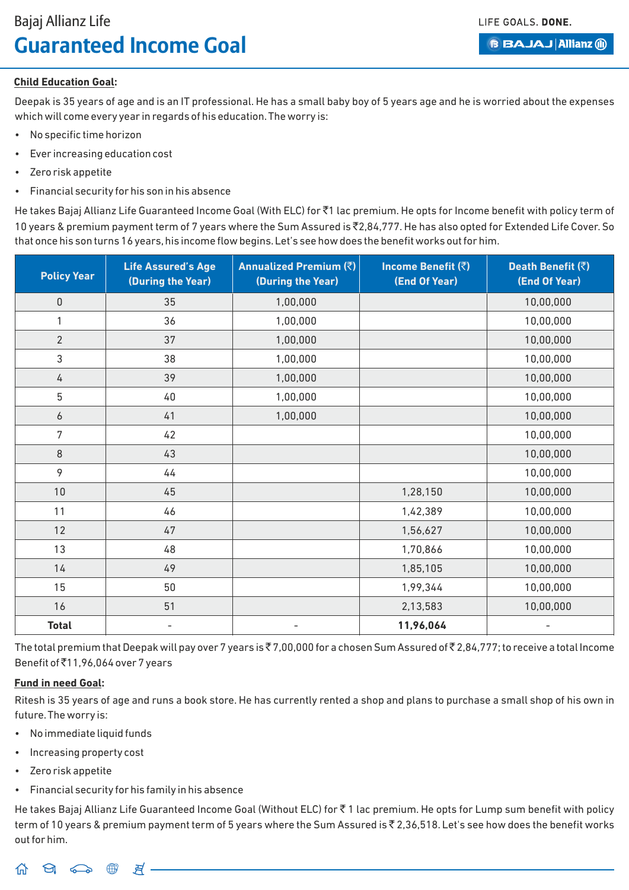### Child Education Goal:

Deepak is 35 years of age and is an IT professional. He has a small baby boy of 5 years age and he is worried about the expenses which will come every year in regards of his education. The worry is:

- No specific time horizon
- Ever increasing education cost
- Zero risk appetite
- Financial security for his son in his absence

He takes Bajaj Allianz Life Guaranteed Income Goal (With ELC) for ₹1 lac premium. He opts for Income benefit with policy term of 10 years & premium payment term of 7 years where the Sum Assured is ₹2,84,777. He has also opted for Extended Life Cover. So that once his son turns 16 years, his income flow begins. Let's see how does the benefit works out for him.

| Policy Year | Life Assured's Age (During the Year) | Annualized Premium (₹) (During the Year) | Income Benefit (₹) (End Of Year) | Death Benefit (₹) (End Of Year) |
|---|---|---|---|---|
| 0 | 35 | 1,00,000 | | 10,00,000 |
| 1 | 36 | 1,00,000 | | 10,00,000 |
| 2 | 37 | 1,00,000 | | 10,00,000 |
| 3 | 38 | 1,00,000 | | 10,00,000 |
| 4 | 39 | 1,00,000 | | 10,00,000 |
| 5 | 40 | 1,00,000 | | 10,00,000 |
| 6 | 41 | 1,00,000 | | 10,00,000 |
| 7 | 42 | | | 10,00,000 |
| 8 | 43 | | | 10,00,000 |
| 9 | 44 | | | 10,00,000 |
| 10 | 45 | | 1,28,150 | 10,00,000 |
| 11 | 46 | | 1,42,389 | 10,00,000 |
| 12 | 47 | | 1,56,627 | 10,00,000 |
| 13 | 48 | | 1,70,866 | 10,00,000 |
| 14 | 49 | | 1,85,105 | 10,00,000 |
| 15 | 50 | | 1,99,344 | 10,00,000 |
| 16 | 51 | | 2,13,583 | 10,00,000 |
| **Total** | - | - | **11,96,064** | - |

The total premium that Deepak will pay over 7 years is ₹ 7,00,000 for a chosen Sum Assured of ₹ 2,84,777; to receive a total Income Benefit of ₹11,96,064 over 7 years

### Fund in need Goal:

Ritesh is 35 years of age and runs a book store. He has currently rented a shop and plans to purchase a small shop of his own in future. The worry is:

- No immediate liquid funds
- Increasing property cost
- Zero risk appetite
- Financial security for his family in his absence

He takes Bajaj Allianz Life Guaranteed Income Goal (Without ELC) for ₹ 1 lac premium. He opts for Lump sum benefit with policy term of 10 years & premium payment term of 5 years where the Sum Assured is ₹ 2,36,518. Let's see how does the benefit works out for him.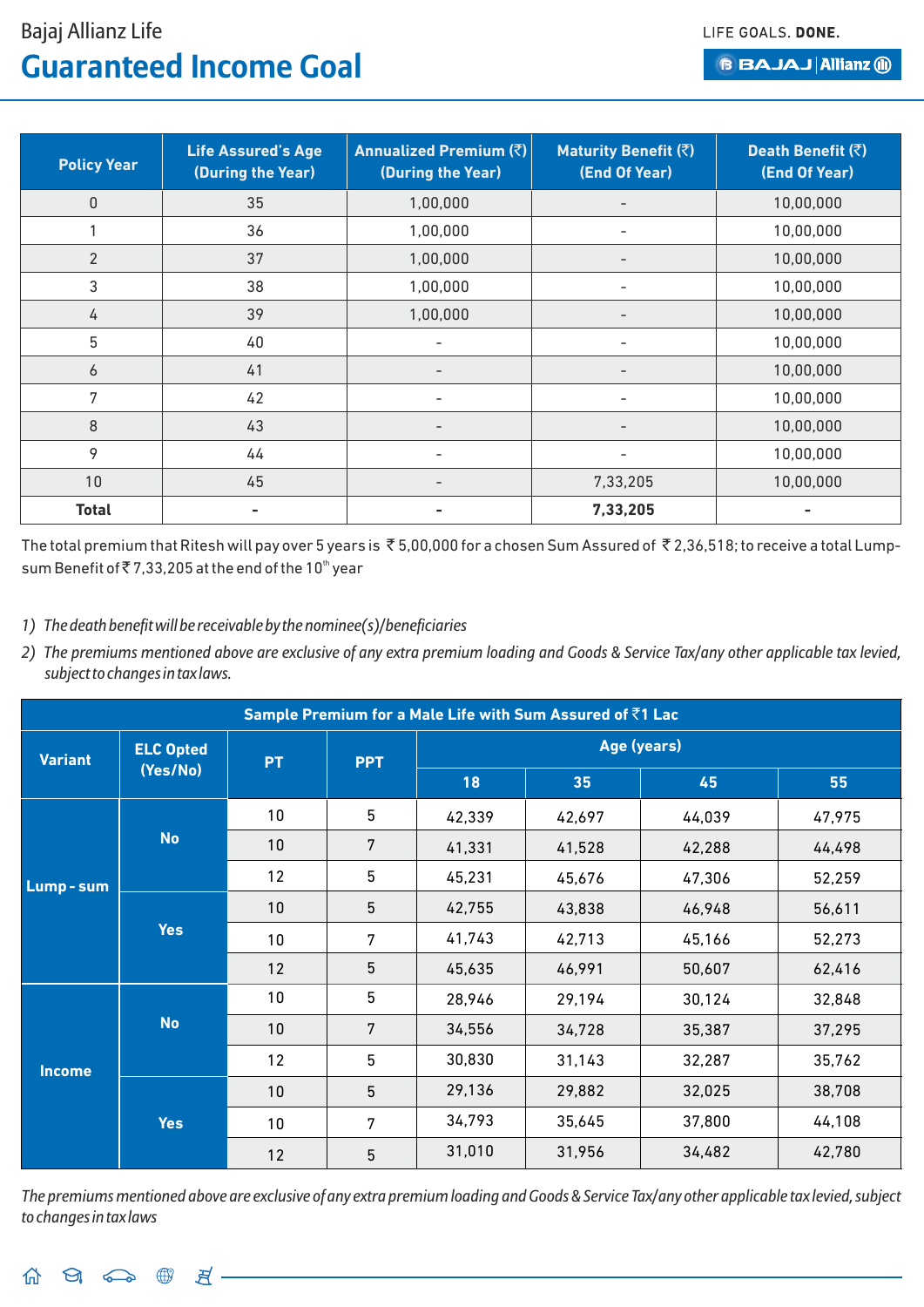| Policy Year | Life Assured's Age (During the Year) | Annualized Premium (₹) (During the Year) | Maturity Benefit (₹) (End Of Year) | Death Benefit (₹) (End Of Year) |
|---|---|---|---|---|
| 0 | 35 | 1,00,000 | - | 10,00,000 |
| 1 | 36 | 1,00,000 | - | 10,00,000 |
| 2 | 37 | 1,00,000 | - | 10,00,000 |
| 3 | 38 | 1,00,000 | - | 10,00,000 |
| 4 | 39 | 1,00,000 | - | 10,00,000 |
| 5 | 40 | - | - | 10,00,000 |
| 6 | 41 | - | - | 10,00,000 |
| 7 | 42 | - | - | 10,00,000 |
| 8 | 43 | - | - | 10,00,000 |
| 9 | 44 | - | - | 10,00,000 |
| 10 | 45 | - | 7,33,205 | 10,00,000 |
| **Total** | **-** | **-** | **7,33,205** | **-** |

The total premium that Ritesh will pay over 5 years is ₹ 5,00,000 for a chosen Sum Assured of ₹ 2,36,518; to receive a total Lump-sum Benefit of ₹ 7,33,205 at the end of the 10th year

1) *The death benefit will be receivable by the nominee(s)/beneficiaries*
2) *The premiums mentioned above are exclusive of any extra premium loading and Goods & Service Tax/any other applicable tax levied, subject to changes in tax laws.*

| Sample Premium for a Male Life with Sum Assured of ₹1 Lac | | | | | | | |
|---|---|---|---|---|---|---|---|
| Variant | ELC Opted (Yes/No) | PT | PPT | Age (years) | | | |
| | | | | 18 | 35 | 45 | 55 |
| Lump - sum | No | 10 | 5 | 42,339 | 42,697 | 44,039 | 47,975 |
| | | 10 | 7 | 41,331 | 41,528 | 42,288 | 44,498 |
| | | 12 | 5 | 45,231 | 45,676 | 47,306 | 52,259 |
| | Yes | 10 | 5 | 42,755 | 43,838 | 46,948 | 56,611 |
| | | 10 | 7 | 41,743 | 42,713 | 45,166 | 52,273 |
| | | 12 | 5 | 45,635 | 46,991 | 50,607 | 62,416 |
| Income | No | 10 | 5 | 28,946 | 29,194 | 30,124 | 32,848 |
| | | 10 | 7 | 34,556 | 34,728 | 35,387 | 37,295 |
| | | 12 | 5 | 30,830 | 31,143 | 32,287 | 35,762 |
| | Yes | 10 | 5 | 29,136 | 29,882 | 32,025 | 38,708 |
| | | 10 | 7 | 34,793 | 35,645 | 37,800 | 44,108 |
| | | 12 | 5 | 31,010 | 31,956 | 34,482 | 42,780 |

*The premiums mentioned above are exclusive of any extra premium loading and Goods & Service Tax/any other applicable tax levied, subject to changes in tax laws*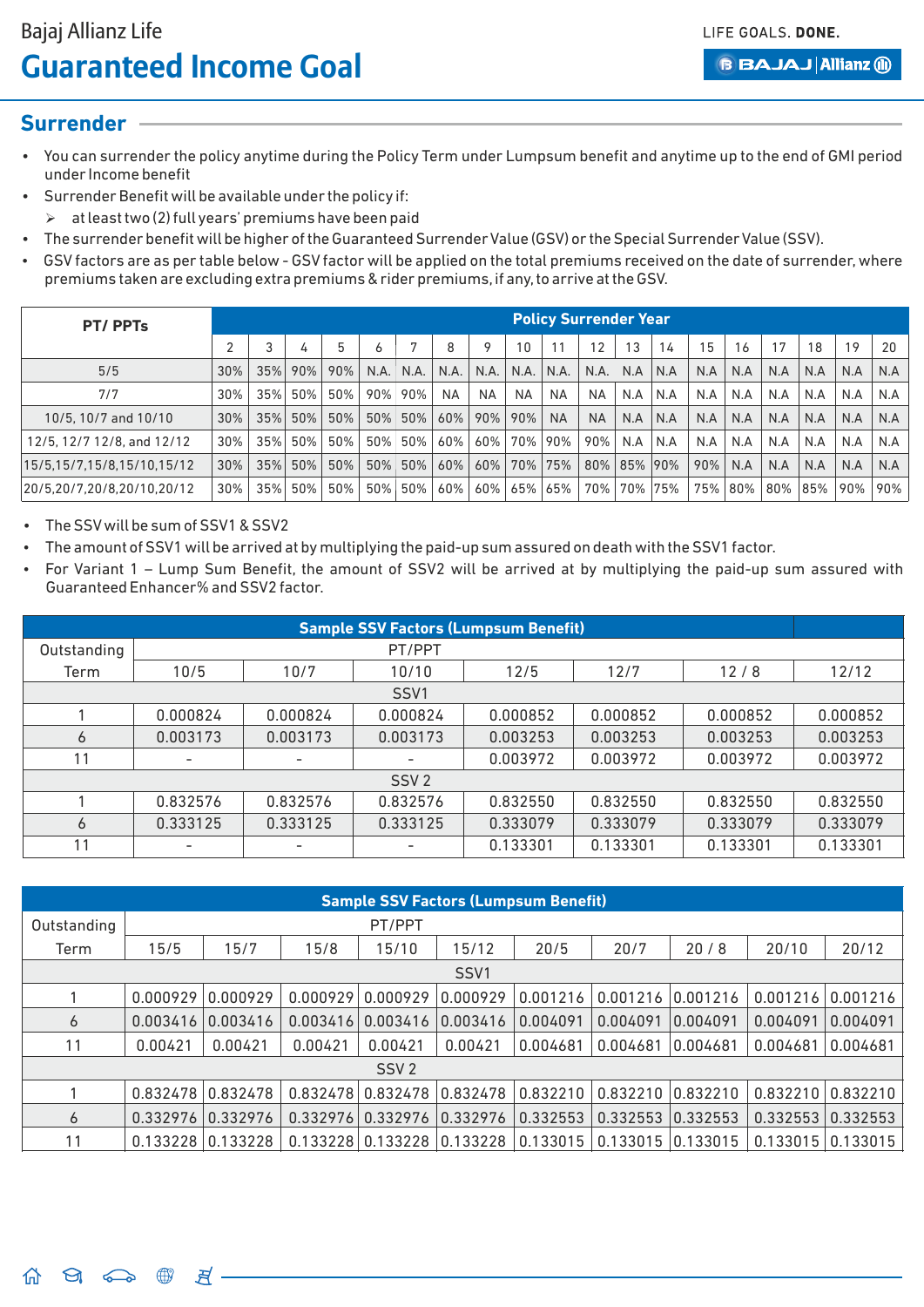## Surrender

- You can surrender the policy anytime during the Policy Term under Lumpsum benefit and anytime up to the end of GMI period under Income benefit
- Surrender Benefit will be available under the policy if:
  - at least two (2) full years' premiums have been paid
- The surrender benefit will be higher of the Guaranteed Surrender Value (GSV) or the Special Surrender Value (SSV).
- GSV factors are as per table below - GSV factor will be applied on the total premiums received on the date of surrender, where premiums taken are excluding extra premiums & rider premiums, if any, to arrive at the GSV.

| PT/ PPTs | Policy Surrender Year | | | | | | | | | | | | | | | | | | |
|---|---|---|---|---|---|---|---|---|---|---|---|---|---|---|---|---|---|---|---|
| | 2 | 3 | 4 | 5 | 6 | 7 | 8 | 9 | 10 | 11 | 12 | 13 | 14 | 15 | 16 | 17 | 18 | 19 | 20 |
| 5/5 | 30% | 35% | 90% | 90% | N.A. | N.A. | N.A. | N.A. | N.A. | N.A. | N.A. | N.A | N.A | N.A | N.A | N.A | N.A | N.A | N.A |
| 7/7 | 30% | 35% | 50% | 50% | 90% | 90% | NA | NA | NA | NA | NA | N.A | N.A | N.A | N.A | N.A | N.A | N.A | N.A |
| 10/5, 10/7 and 10/10 | 30% | 35% | 50% | 50% | 50% | 50% | 60% | 90% | 90% | NA | NA | N.A | N.A | N.A | N.A | N.A | N.A | N.A | N.A |
| 12/5, 12/7 12/8, and 12/12 | 30% | 35% | 50% | 50% | 50% | 50% | 60% | 60% | 70% | 90% | 90% | N.A | N.A | N.A | N.A | N.A | N.A | N.A | N.A |
| 15/5,15/7,15/8,15/10,15/12 | 30% | 35% | 50% | 50% | 50% | 50% | 60% | 60% | 70% | 75% | 80% | 85% | 90% | 90% | N.A | N.A | N.A | N.A | N.A |
| 20/5,20/7,20/8,20/10,20/12 | 30% | 35% | 50% | 50% | 50% | 50% | 60% | 60% | 65% | 65% | 70% | 70% | 75% | 75% | 80% | 80% | 85% | 90% | 90% |

- The SSV will be sum of SSV1 & SSV2
- The amount of SSV1 will be arrived at by multiplying the paid-up sum assured on death with the SSV1 factor.
- For Variant 1 – Lump Sum Benefit, the amount of SSV2 will be arrived at by multiplying the paid-up sum assured with Guaranteed Enhancer% and SSV2 factor.

**Sample SSV Factors (Lumpsum Benefit)**

| Outstanding Term | PT/PPT | | | | | | |
|---|---|---|---|---|---|---|---|
| | 10/5 | 10/7 | 10/10 | 12/5 | 12/7 | 12 / 8 | 12/12 |
| SSV1 | | | | | | | |
| 1 | 0.000824 | 0.000824 | 0.000824 | 0.000852 | 0.000852 | 0.000852 | 0.000852 |
| 6 | 0.003173 | 0.003173 | 0.003173 | 0.003253 | 0.003253 | 0.003253 | 0.003253 |
| 11 | - | - | - | 0.003972 | 0.003972 | 0.003972 | 0.003972 |
| SSV 2 | | | | | | | |
| 1 | 0.832576 | 0.832576 | 0.832576 | 0.832550 | 0.832550 | 0.832550 | 0.832550 |
| 6 | 0.333125 | 0.333125 | 0.333125 | 0.333079 | 0.333079 | 0.333079 | 0.333079 |
| 11 | - | - | - | 0.133301 | 0.133301 | 0.133301 | 0.133301 |

**Sample SSV Factors (Lumpsum Benefit)**

| Outstanding Term | PT/PPT | | | | | | | | | |
|---|---|---|---|---|---|---|---|---|---|---|
| | 15/5 | 15/7 | 15/8 | 15/10 | 15/12 | 20/5 | 20/7 | 20 / 8 | 20/10 | 20/12 |
| SSV1 | | | | | | | | | | |
| 1 | 0.000929 | 0.000929 | 0.000929 | 0.000929 | 0.000929 | 0.001216 | 0.001216 | 0.001216 | 0.001216 | 0.001216 |
| 6 | 0.003416 | 0.003416 | 0.003416 | 0.003416 | 0.003416 | 0.004091 | 0.004091 | 0.004091 | 0.004091 | 0.004091 |
| 11 | 0.00421 | 0.00421 | 0.00421 | 0.00421 | 0.00421 | 0.004681 | 0.004681 | 0.004681 | 0.004681 | 0.004681 |
| SSV 2 | | | | | | | | | | |
| 1 | 0.832478 | 0.832478 | 0.832478 | 0.832478 | 0.832478 | 0.832210 | 0.832210 | 0.832210 | 0.832210 | 0.832210 |
| 6 | 0.332976 | 0.332976 | 0.332976 | 0.332976 | 0.332976 | 0.332553 | 0.332553 | 0.332553 | 0.332553 | 0.332553 |
| 11 | 0.133228 | 0.133228 | 0.133228 | 0.133228 | 0.133228 | 0.133015 | 0.133015 | 0.133015 | 0.133015 | 0.133015 |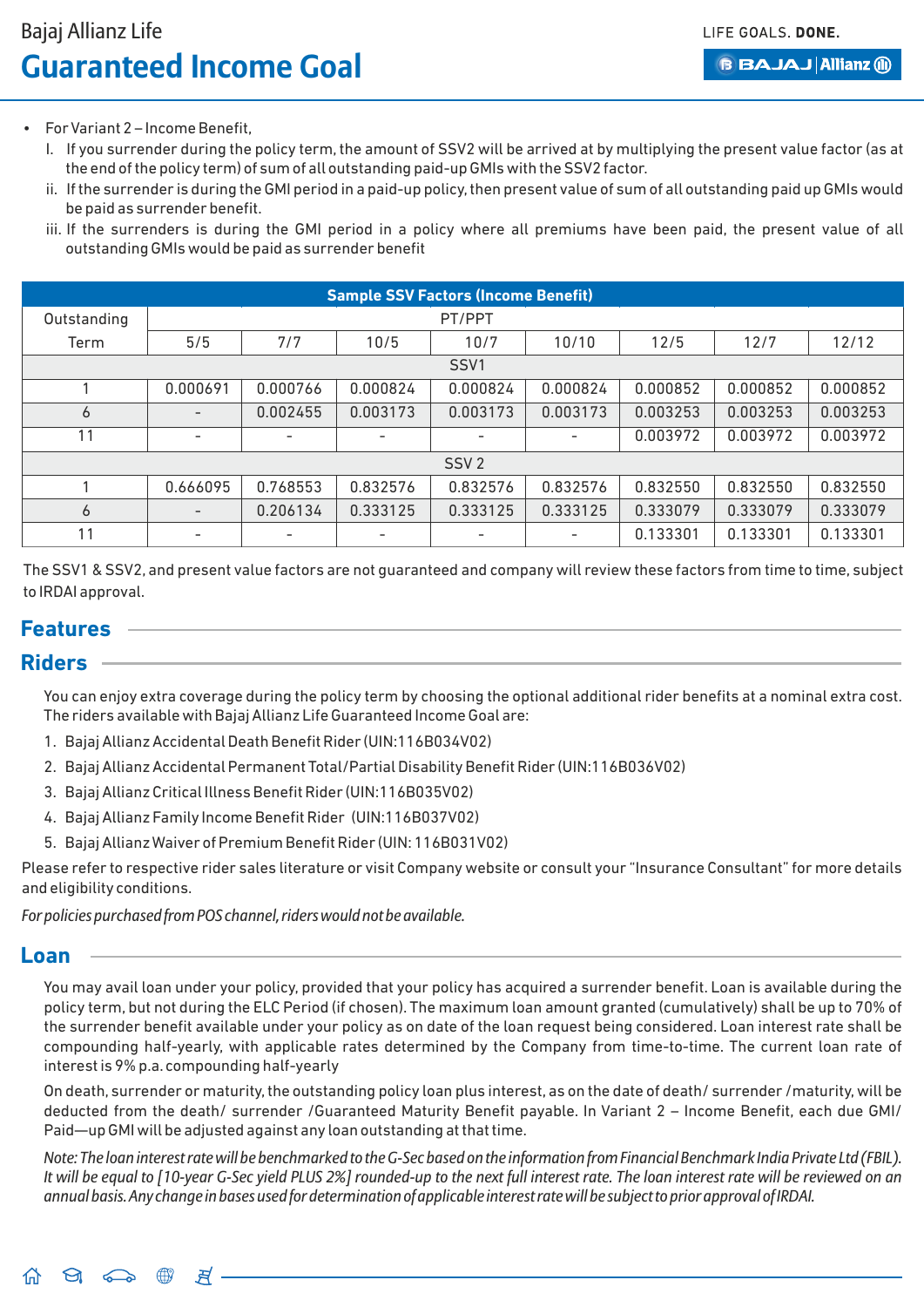- For Variant 2 – Income Benefit,
  i. If you surrender during the policy term, the amount of SSV2 will be arrived at by multiplying the present value factor (as at the end of the policy term) of sum of all outstanding paid-up GMIs with the SSV2 factor.
  ii. If the surrender is during the GMI period in a paid-up policy, then present value of sum of all outstanding paid up GMIs would be paid as surrender benefit.
  iii. If the surrenders is during the GMI period in a policy where all premiums have been paid, the present value of all outstanding GMIs would be paid as surrender benefit

| Sample SSV Factors (Income Benefit) | | | | | | | | |
|---|---|---|---|---|---|---|---|---|
| Outstanding Term | PT/PPT | | | | | | | |
| | 5/5 | 7/7 | 10/5 | 10/7 | 10/10 | 12/5 | 12/7 | 12/12 |
| SSV1 | | | | | | | | |
| 1 | 0.000691 | 0.000766 | 0.000824 | 0.000824 | 0.000824 | 0.000852 | 0.000852 | 0.000852 |
| 6 | - | 0.002455 | 0.003173 | 0.003173 | 0.003173 | 0.003253 | 0.003253 | 0.003253 |
| 11 | - | - | - | - | - | 0.003972 | 0.003972 | 0.003972 |
| SSV 2 | | | | | | | | |
| 1 | 0.666095 | 0.768553 | 0.832576 | 0.832576 | 0.832576 | 0.832550 | 0.832550 | 0.832550 |
| 6 | - | 0.206134 | 0.333125 | 0.333125 | 0.333125 | 0.333079 | 0.333079 | 0.333079 |
| 11 | - | - | - | - | - | 0.133301 | 0.133301 | 0.133301 |

The SSV1 & SSV2, and present value factors are not guaranteed and company will review these factors from time to time, subject to IRDAI approval.

## Features

### Riders

You can enjoy extra coverage during the policy term by choosing the optional additional rider benefits at a nominal extra cost. The riders available with Bajaj Allianz Life Guaranteed Income Goal are:

1. Bajaj Allianz Accidental Death Benefit Rider (UIN:116B034V02)
2. Bajaj Allianz Accidental Permanent Total/Partial Disability Benefit Rider (UIN:116B036V02)
3. Bajaj Allianz Critical Illness Benefit Rider (UIN:116B035V02)
4. Bajaj Allianz Family Income Benefit Rider (UIN:116B037V02)
5. Bajaj Allianz Waiver of Premium Benefit Rider (UIN: 116B031V02)

Please refer to respective rider sales literature or visit Company website or consult your "Insurance Consultant" for more details and eligibility conditions.

*For policies purchased from POS channel, riders would not be available.*

### Loan

You may avail loan under your policy, provided that your policy has acquired a surrender benefit. Loan is available during the policy term, but not during the ELC Period (if chosen). The maximum loan amount granted (cumulatively) shall be up to 70% of the surrender benefit available under your policy as on date of the loan request being considered. Loan interest rate shall be compounding half-yearly, with applicable rates determined by the Company from time-to-time. The current loan rate of interest is 9% p.a. compounding half-yearly

On death, surrender or maturity, the outstanding policy loan plus interest, as on the date of death/ surrender /maturity, will be deducted from the death/ surrender /Guaranteed Maturity Benefit payable. In Variant 2 – Income Benefit, each due GMI/ Paid—up GMI will be adjusted against any loan outstanding at that time.

*Note: The loan interest rate will be benchmarked to the G-Sec based on the information from Financial Benchmark India Private Ltd (FBIL). It will be equal to [10-year G-Sec yield PLUS 2%] rounded-up to the next full interest rate. The loan interest rate will be reviewed on an annual basis. Any change in bases used for determination of applicable interest rate will be subject to prior approval of IRDAI.*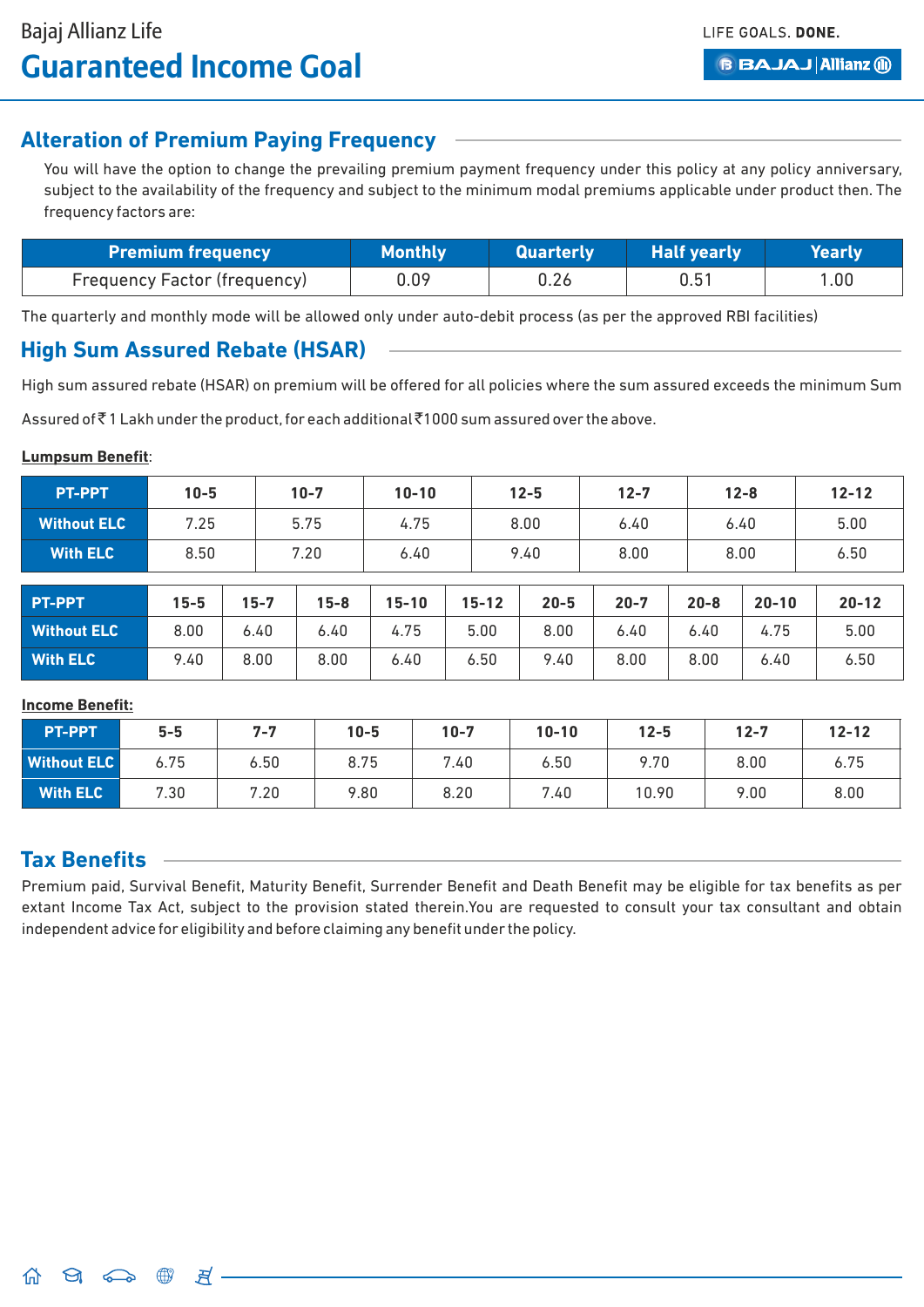## Alteration of Premium Paying Frequency

You will have the option to change the prevailing premium payment frequency under this policy at any policy anniversary, subject to the availability of the frequency and subject to the minimum modal premiums applicable under product then. The frequency factors are:

| Premium frequency | Monthly | Quarterly | Half yearly | Yearly |
|---|---|---|---|---|
| Frequency Factor (frequency) | 0.09 | 0.26 | 0.51 | 1.00 |

The quarterly and monthly mode will be allowed only under auto-debit process (as per the approved RBI facilities)

## High Sum Assured Rebate (HSAR)

High sum assured rebate (HSAR) on premium will be offered for all policies where the sum assured exceeds the minimum Sum Assured of ₹ 1 Lakh under the product, for each additional ₹1000 sum assured over the above.

**Lumpsum Benefit**:

| PT-PPT | 10-5 | 10-7 | 10-10 | 12-5 | 12-7 | 12-8 | 12-12 |
|---|---|---|---|---|---|---|---|
| Without ELC | 7.25 | 5.75 | 4.75 | 8.00 | 6.40 | 6.40 | 5.00 |
| With ELC | 8.50 | 7.20 | 6.40 | 9.40 | 8.00 | 8.00 | 6.50 |

| PT-PPT | 15-5 | 15-7 | 15-8 | 15-10 | 15-12 | 20-5 | 20-7 | 20-8 | 20-10 | 20-12 |
|---|---|---|---|---|---|---|---|---|---|---|
| Without ELC | 8.00 | 6.40 | 6.40 | 4.75 | 5.00 | 8.00 | 6.40 | 6.40 | 4.75 | 5.00 |
| With ELC | 9.40 | 8.00 | 8.00 | 6.40 | 6.50 | 9.40 | 8.00 | 8.00 | 6.40 | 6.50 |

**Income Benefit:**

| PT-PPT | 5-5 | 7-7 | 10-5 | 10-7 | 10-10 | 12-5 | 12-7 | 12-12 |
|---|---|---|---|---|---|---|---|---|
| Without ELC | 6.75 | 6.50 | 8.75 | 7.40 | 6.50 | 9.70 | 8.00 | 6.75 |
| With ELC | 7.30 | 7.20 | 9.80 | 8.20 | 7.40 | 10.90 | 9.00 | 8.00 |

## Tax Benefits

Premium paid, Survival Benefit, Maturity Benefit, Surrender Benefit and Death Benefit may be eligible for tax benefits as per extant Income Tax Act, subject to the provision stated therein.You are requested to consult your tax consultant and obtain independent advice for eligibility and before claiming any benefit under the policy.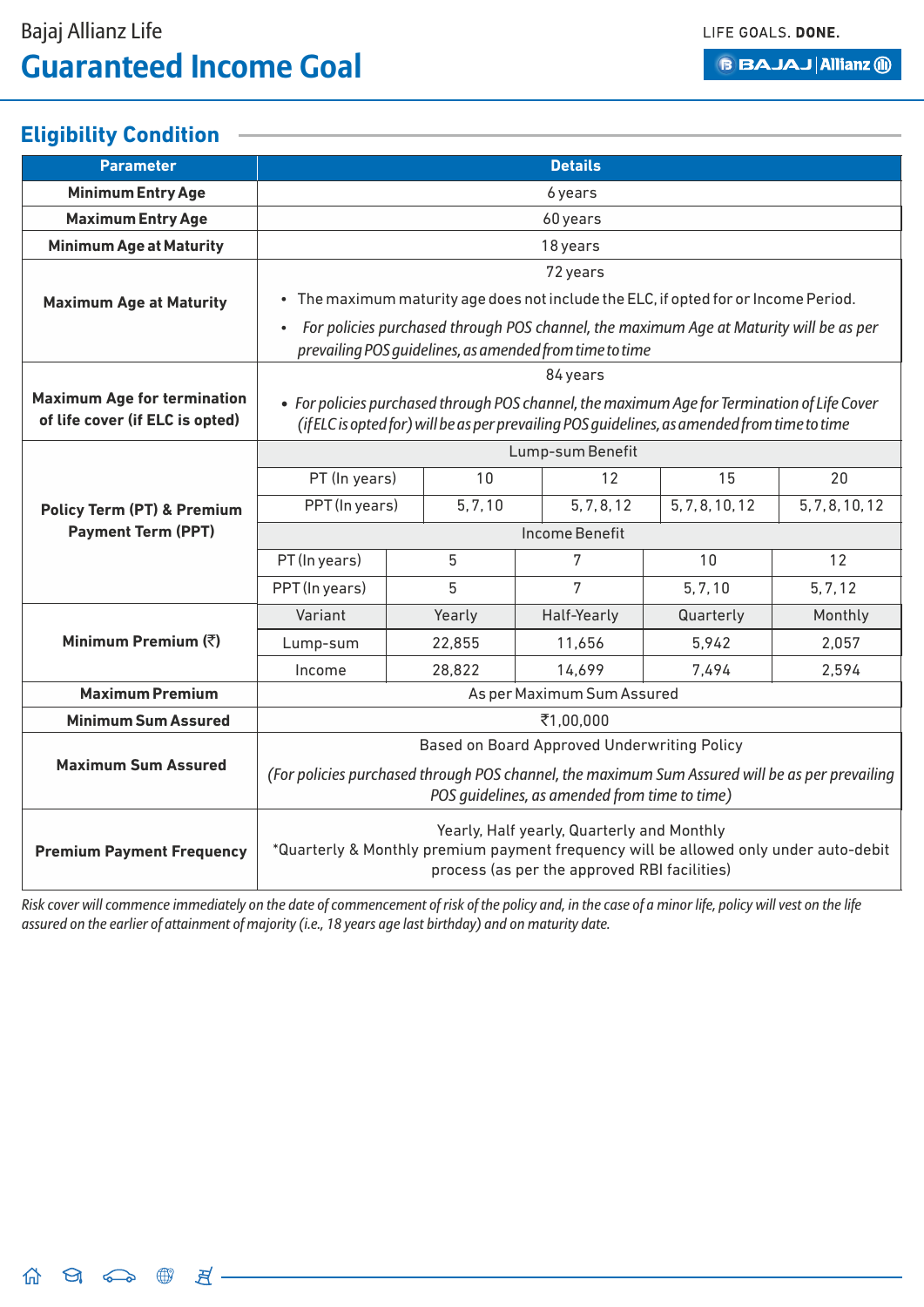## Eligibility Condition

| Parameter | Details | | | | |
|---|---|---|---|---|---|
| **Minimum Entry Age** | 6 years | | | | |
| **Maximum Entry Age** | 60 years | | | | |
| **Minimum Age at Maturity** | 18 years | | | | |
| **Maximum Age at Maturity** | 72 years<br>• The maximum maturity age does not include the ELC, if opted for or Income Period.<br>• *For policies purchased through POS channel, the maximum Age at Maturity will be as per prevailing POS guidelines, as amended from time to time* | | | | |
| **Maximum Age for termination of life cover (if ELC is opted)** | 84 years<br>• *For policies purchased through POS channel, the maximum Age for Termination of Life Cover (if ELC is opted for) will be as per prevailing POS guidelines, as amended from time to time* | | | | |
| **Policy Term (PT) & Premium Payment Term (PPT)** | Lump-sum Benefit | | | | |
| | PT (In years) | 10 | 12 | 15 | 20 |
| | PPT (In years) | 5, 7, 10 | 5, 7, 8, 12 | 5, 7, 8, 10, 12 | 5, 7, 8, 10, 12 |
| | Income Benefit | | | | |
| | PT (In years) | 5 | 7 | 10 | 12 |
| | PPT (In years) | 5 | 7 | 5, 7, 10 | 5, 7, 12 |
| **Minimum Premium (₹)** | Variant | Yearly | Half-Yearly | Quarterly | Monthly |
| | Lump-sum | 22,855 | 11,656 | 5,942 | 2,057 |
| | Income | 28,822 | 14,699 | 7,494 | 2,594 |
| **Maximum Premium** | As per Maximum Sum Assured | | | | |
| **Minimum Sum Assured** | ₹1,00,000 | | | | |
| **Maximum Sum Assured** | Based on Board Approved Underwriting Policy<br>*(For policies purchased through POS channel, the maximum Sum Assured will be as per prevailing POS guidelines, as amended from time to time)* | | | | |
| **Premium Payment Frequency** | Yearly, Half yearly, Quarterly and Monthly<br>*Quarterly & Monthly premium payment frequency will be allowed only under auto-debit process (as per the approved RBI facilities) | | | | |

*Risk cover will commence immediately on the date of commencement of risk of the policy and, in the case of a minor life, policy will vest on the life assured on the earlier of attainment of majority (i.e., 18 years age last birthday) and on maturity date.*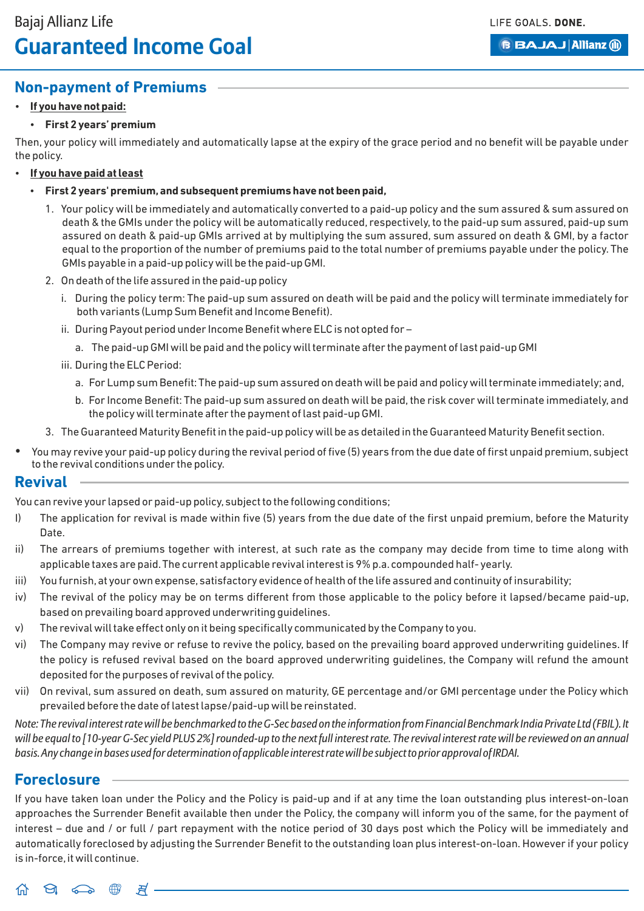## Non-payment of Premiums

- **If you have not paid:**
  - **First 2 years' premium**

Then, your policy will immediately and automatically lapse at the expiry of the grace period and no benefit will be payable under the policy.

- **If you have paid at least**
  - **First 2 years' premium, and subsequent premiums have not been paid,**

1. Your policy will be immediately and automatically converted to a paid-up policy and the sum assured & sum assured on death & the GMIs under the policy will be automatically reduced, respectively, to the paid-up sum assured, paid-up sum assured on death & paid-up GMIs arrived at by multiplying the sum assured, sum assured on death & GMI, by a factor equal to the proportion of the number of premiums paid to the total number of premiums payable under the policy. The GMIs payable in a paid-up policy will be the paid-up GMI.
2. On death of the life assured in the paid-up policy
   - i. During the policy term: The paid-up sum assured on death will be paid and the policy will terminate immediately for both variants (Lump Sum Benefit and Income Benefit).
   - ii. During Payout period under Income Benefit where ELC is not opted for –
     - a. The paid-up GMI will be paid and the policy will terminate after the payment of last paid-up GMI
   - iii. During the ELC Period:
     - a. For Lump sum Benefit: The paid-up sum assured on death will be paid and policy will terminate immediately; and,
     - b. For Income Benefit: The paid-up sum assured on death will be paid, the risk cover will terminate immediately, and the policy will terminate after the payment of last paid-up GMI.
3. The Guaranteed Maturity Benefit in the paid-up policy will be as detailed in the Guaranteed Maturity Benefit section.

- You may revive your paid-up policy during the revival period of five (5) years from the due date of first unpaid premium, subject to the revival conditions under the policy.

## Revival

You can revive your lapsed or paid-up policy, subject to the following conditions;

I) The application for revival is made within five (5) years from the due date of the first unpaid premium, before the Maturity Date.

ii) The arrears of premiums together with interest, at such rate as the company may decide from time to time along with applicable taxes are paid. The current applicable revival interest is 9% p.a. compounded half- yearly.

iii) You furnish, at your own expense, satisfactory evidence of health of the life assured and continuity of insurability;

iv) The revival of the policy may be on terms different from those applicable to the policy before it lapsed/became paid-up, based on prevailing board approved underwriting guidelines.

v) The revival will take effect only on it being specifically communicated by the Company to you.

vi) The Company may revive or refuse to revive the policy, based on the prevailing board approved underwriting guidelines. If the policy is refused revival based on the board approved underwriting guidelines, the Company will refund the amount deposited for the purposes of revival of the policy.

vii) On revival, sum assured on death, sum assured on maturity, GE percentage and/or GMI percentage under the Policy which prevailed before the date of latest lapse/paid-up will be reinstated.

*Note: The revival interest rate will be benchmarked to the G-Sec based on the information from Financial Benchmark India Private Ltd (FBIL). It will be equal to [10-year G-Sec yield PLUS 2%] rounded-up to the next full interest rate. The revival interest rate will be reviewed on an annual basis. Any change in bases used for determination of applicable interest rate will be subject to prior approval of IRDAI.*

## Foreclosure

If you have taken loan under the Policy and the Policy is paid-up and if at any time the loan outstanding plus interest-on-loan approaches the Surrender Benefit available then under the Policy, the company will inform you of the same, for the payment of interest – due and / or full / part repayment with the notice period of 30 days post which the Policy will be immediately and automatically foreclosed by adjusting the Surrender Benefit to the outstanding loan plus interest-on-loan. However if your policy is in-force, it will continue.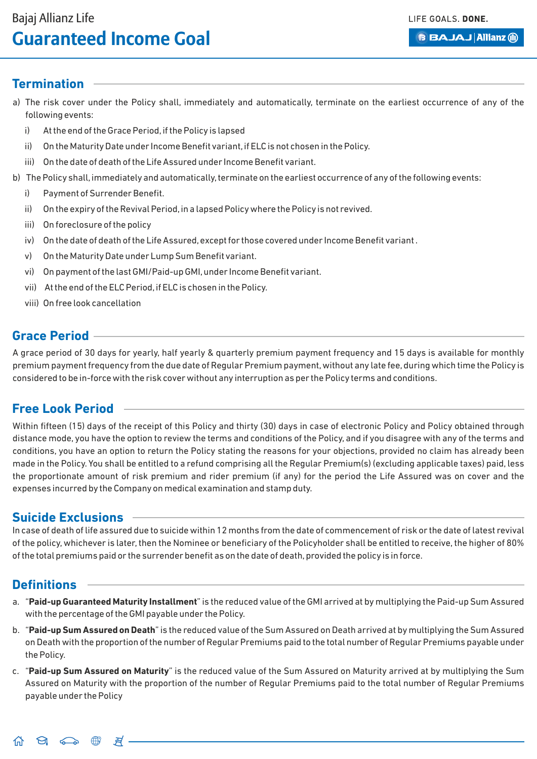## Termination

a) The risk cover under the Policy shall, immediately and automatically, terminate on the earliest occurrence of any of the following events:

   i) At the end of the Grace Period, if the Policy is lapsed

   ii) On the Maturity Date under Income Benefit variant, if ELC is not chosen in the Policy.

   iii) On the date of death of the Life Assured under Income Benefit variant.

b) The Policy shall, immediately and automatically, terminate on the earliest occurrence of any of the following events:

   i) Payment of Surrender Benefit.

   ii) On the expiry of the Revival Period, in a lapsed Policy where the Policy is not revived.

   iii) On foreclosure of the policy

   iv) On the date of death of the Life Assured, except for those covered under Income Benefit variant .

   v) On the Maturity Date under Lump Sum Benefit variant.

   vi) On payment of the last GMI/Paid-up GMI, under Income Benefit variant.

   vii) At the end of the ELC Period, if ELC is chosen in the Policy.

   viii) On free look cancellation

## Grace Period

A grace period of 30 days for yearly, half yearly & quarterly premium payment frequency and 15 days is available for monthly premium payment frequency from the due date of Regular Premium payment, without any late fee, during which time the Policy is considered to be in-force with the risk cover without any interruption as per the Policy terms and conditions.

## Free Look Period

Within fifteen (15) days of the receipt of this Policy and thirty (30) days in case of electronic Policy and Policy obtained through distance mode, you have the option to review the terms and conditions of the Policy, and if you disagree with any of the terms and conditions, you have an option to return the Policy stating the reasons for your objections, provided no claim has already been made in the Policy. You shall be entitled to a refund comprising all the Regular Premium(s) (excluding applicable taxes) paid, less the proportionate amount of risk premium and rider premium (if any) for the period the Life Assured was on cover and the expenses incurred by the Company on medical examination and stamp duty.

## Suicide Exclusions

In case of death of life assured due to suicide within 12 months from the date of commencement of risk or the date of latest revival of the policy, whichever is later, then the Nominee or beneficiary of the Policyholder shall be entitled to receive, the higher of 80% of the total premiums paid or the surrender benefit as on the date of death, provided the policy is in force.

## Definitions

a. "**Paid-up Guaranteed Maturity Installment**" is the reduced value of the GMI arrived at by multiplying the Paid-up Sum Assured with the percentage of the GMI payable under the Policy.

b. "**Paid-up Sum Assured on Death**" is the reduced value of the Sum Assured on Death arrived at by multiplying the Sum Assured on Death with the proportion of the number of Regular Premiums paid to the total number of Regular Premiums payable under the Policy.

c. "**Paid-up Sum Assured on Maturity**" is the reduced value of the Sum Assured on Maturity arrived at by multiplying the Sum Assured on Maturity with the proportion of the number of Regular Premiums paid to the total number of Regular Premiums payable under the Policy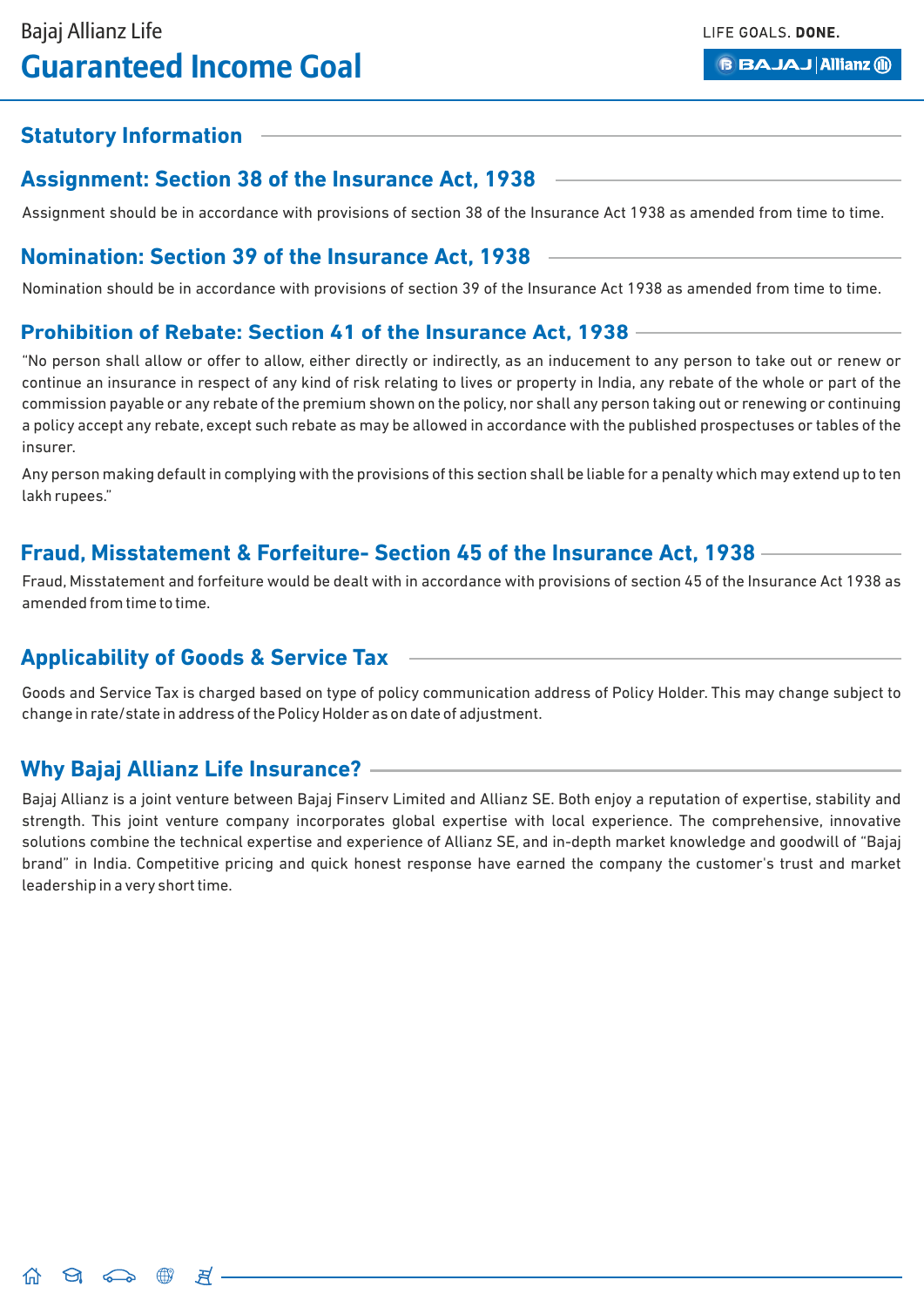## Statutory Information

### Assignment: Section 38 of the Insurance Act, 1938

Assignment should be in accordance with provisions of section 38 of the Insurance Act 1938 as amended from time to time.

### Nomination: Section 39 of the Insurance Act, 1938

Nomination should be in accordance with provisions of section 39 of the Insurance Act 1938 as amended from time to time.

### Prohibition of Rebate: Section 41 of the Insurance Act, 1938

"No person shall allow or offer to allow, either directly or indirectly, as an inducement to any person to take out or renew or continue an insurance in respect of any kind of risk relating to lives or property in India, any rebate of the whole or part of the commission payable or any rebate of the premium shown on the policy, nor shall any person taking out or renewing or continuing a policy accept any rebate, except such rebate as may be allowed in accordance with the published prospectuses or tables of the insurer.

Any person making default in complying with the provisions of this section shall be liable for a penalty which may extend up to ten lakh rupees."

### Fraud, Misstatement & Forfeiture- Section 45 of the Insurance Act, 1938

Fraud, Misstatement and forfeiture would be dealt with in accordance with provisions of section 45 of the Insurance Act 1938 as amended from time to time.

### Applicability of Goods & Service Tax

Goods and Service Tax is charged based on type of policy communication address of Policy Holder. This may change subject to change in rate/state in address of the Policy Holder as on date of adjustment.

### Why Bajaj Allianz Life Insurance?

Bajaj Allianz is a joint venture between Bajaj Finserv Limited and Allianz SE. Both enjoy a reputation of expertise, stability and strength. This joint venture company incorporates global expertise with local experience. The comprehensive, innovative solutions combine the technical expertise and experience of Allianz SE, and in-depth market knowledge and goodwill of "Bajaj brand" in India. Competitive pricing and quick honest response have earned the company the customer's trust and market leadership in a very short time.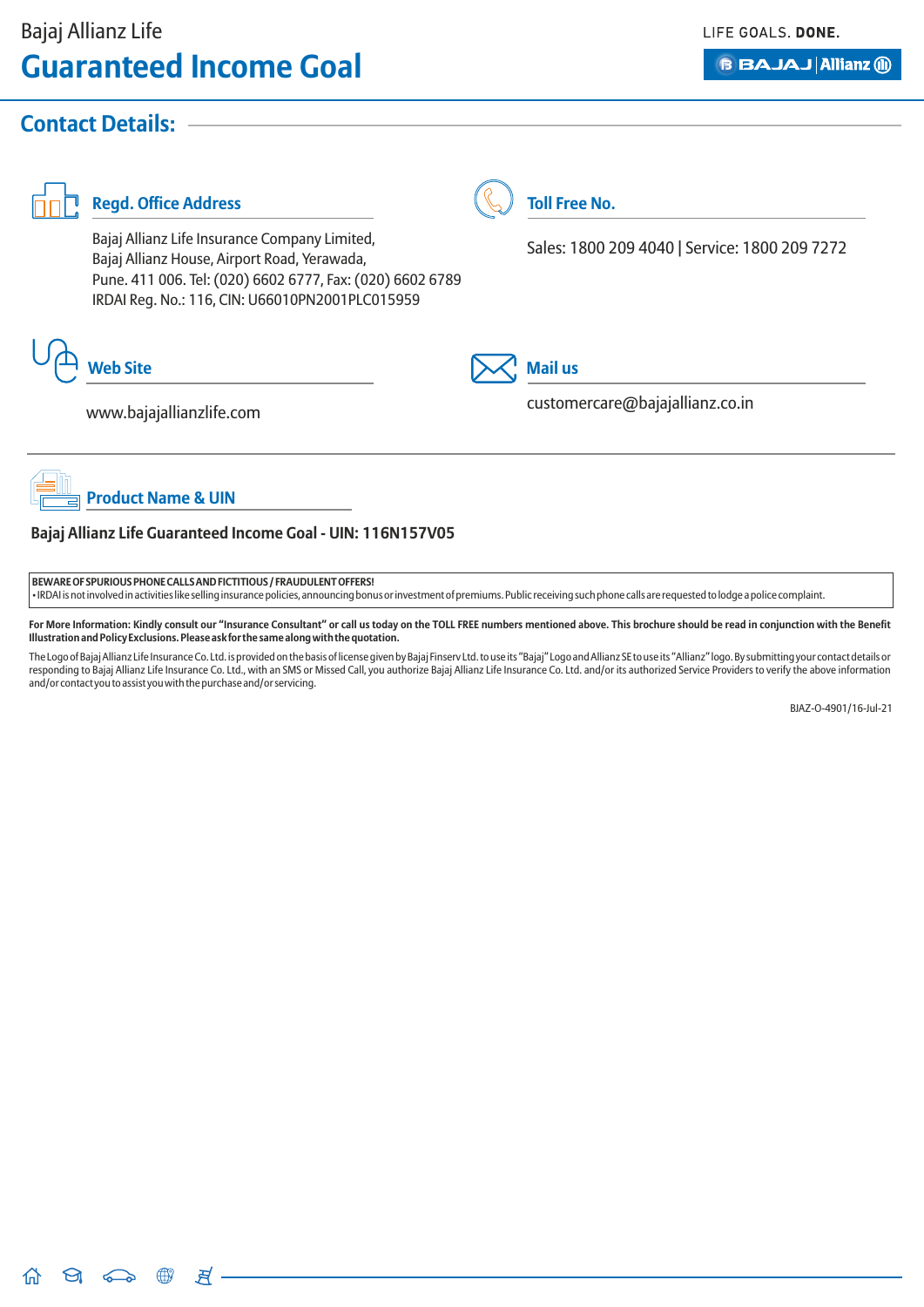## Contact Details:

### Regd. Office Address

Bajaj Allianz Life Insurance Company Limited,
Bajaj Allianz House, Airport Road, Yerawada,
Pune. 411 006. Tel: (020) 6602 6777, Fax: (020) 6602 6789
IRDAI Reg. No.: 116, CIN: U66010PN2001PLC015959

### Toll Free No.

Sales: 1800 209 4040 | Service: 1800 209 7272

### Web Site

www.bajajallianzlife.com

### Mail us

customercare@bajajallianz.co.in

### Product Name & UIN

**Bajaj Allianz Life Guaranteed Income Goal - UIN: 116N157V05**

**BEWARE OF SPURIOUS PHONE CALLS AND FICTITIOUS / FRAUDULENT OFFERS!**
• IRDAI is not involved in activities like selling insurance policies, announcing bonus or investment of premiums. Public receiving such phone calls are requested to lodge a police complaint.

**For More Information: Kindly consult our "Insurance Consultant" or call us today on the TOLL FREE numbers mentioned above. This brochure should be read in conjunction with the Benefit Illustration and Policy Exclusions. Please ask for the same along with the quotation.**

The Logo of Bajaj Allianz Life Insurance Co. Ltd. is provided on the basis of license given by Bajaj Finserv Ltd. to use its "Bajaj" Logo and Allianz SE to use its "Allianz" logo. By submitting your contact details or responding to Bajaj Allianz Life Insurance Co. Ltd., with an SMS or Missed Call, you authorize Bajaj Allianz Life Insurance Co. Ltd. and/or its authorized Service Providers to verify the above information and/or contact you to assist you with the purchase and/or servicing.

BJAZ-O-4901/16-Jul-21